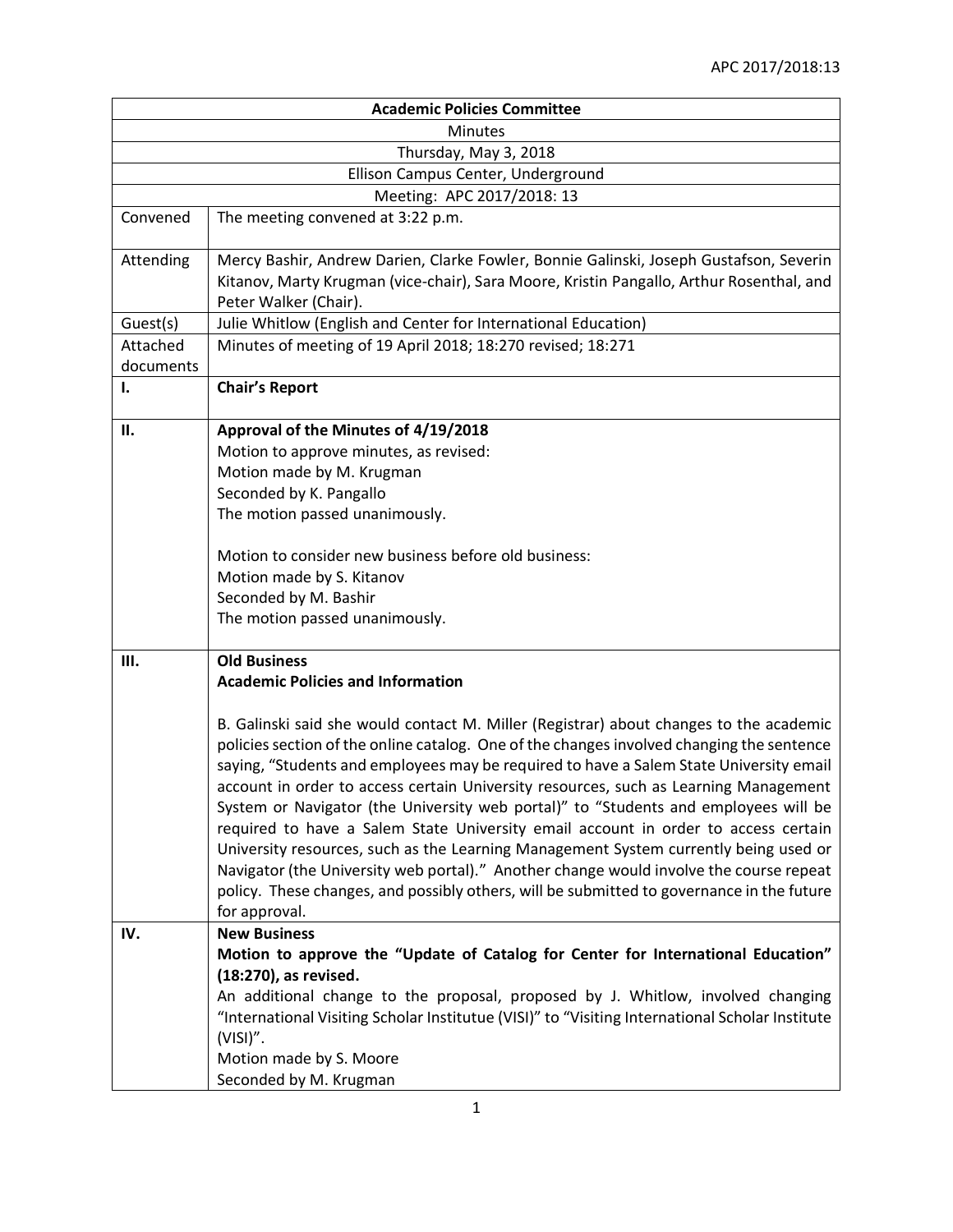| Academic Policies Committee | |
|---|---|
| Minutes | |
| Thursday, May 3, 2018 | |
| Ellison Campus Center, Underground | |
| Meeting: APC 2017/2018: 13 | |
| Convened | The meeting convened at 3:22 p.m. |
| Attending | Mercy Bashir, Andrew Darien, Clarke Fowler, Bonnie Galinski, Joseph Gustafson, Severin Kitanov, Marty Krugman (vice-chair), Sara Moore, Kristin Pangallo, Arthur Rosenthal, and Peter Walker (Chair). |
| Guest(s) | Julie Whitlow (English and Center for International Education) |
| Attached documents | Minutes of meeting of 19 April 2018; 18:270 revised; 18:271 |
| **I.** | **Chair's Report** |
| **II.** | **Approval of the Minutes of 4/19/2018**<br>Motion to approve minutes, as revised:<br>Motion made by M. Krugman<br>Seconded by K. Pangallo<br>The motion passed unanimously.<br><br>Motion to consider new business before old business:<br>Motion made by S. Kitanov<br>Seconded by M. Bashir<br>The motion passed unanimously. |
| **III.** | **Old Business**<br>**Academic Policies and Information**<br><br>B. Galinski said she would contact M. Miller (Registrar) about changes to the academic policies section of the online catalog. One of the changes involved changing the sentence saying, "Students and employees may be required to have a Salem State University email account in order to access certain University resources, such as Learning Management System or Navigator (the University web portal)" to "Students and employees will be required to have a Salem State University email account in order to access certain University resources, such as the Learning Management System currently being used or Navigator (the University web portal)." Another change would involve the course repeat policy. These changes, and possibly others, will be submitted to governance in the future for approval. |
| **IV.** | **New Business**<br>**Motion to approve the "Update of Catalog for Center for International Education" (18:270), as revised.**<br>An additional change to the proposal, proposed by J. Whitlow, involved changing "International Visiting Scholar Institutue (VISI)" to "Visiting International Scholar Institute (VISI)".<br>Motion made by S. Moore<br>Seconded by M. Krugman |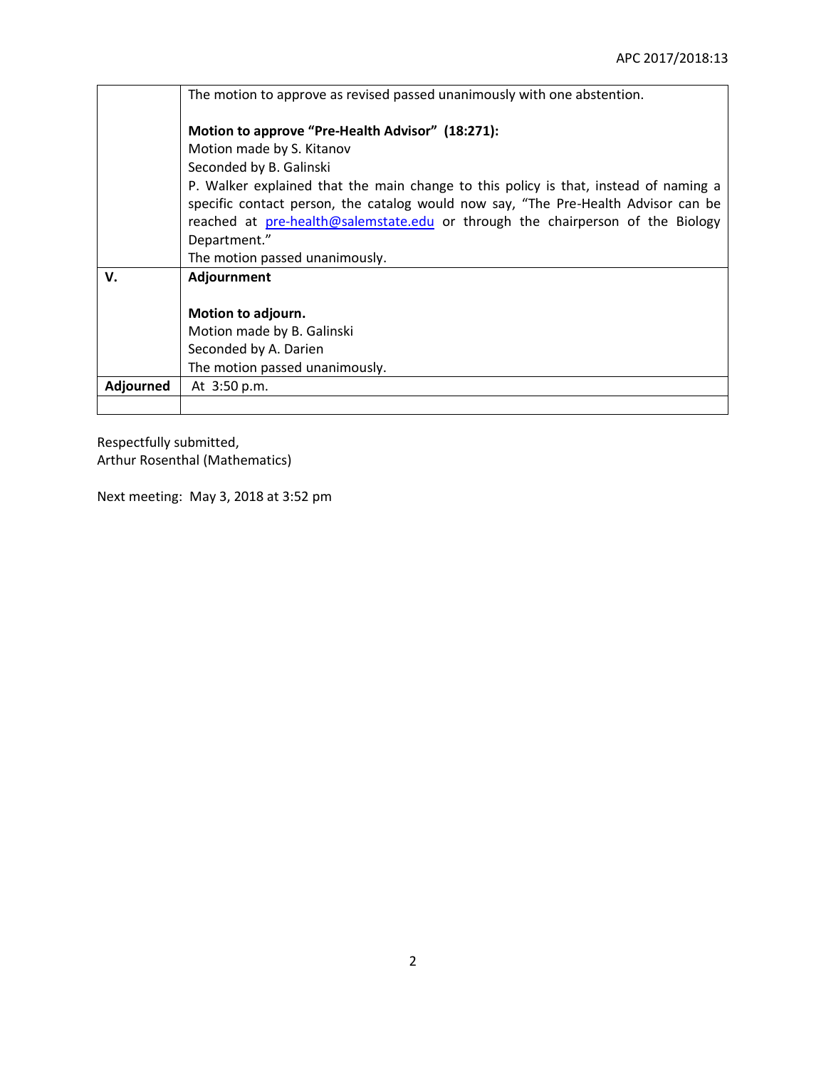| | |
|---|---|
| | The motion to approve as revised passed unanimously with one abstention.<br><br>**Motion to approve "Pre-Health Advisor" (18:271):**<br>Motion made by S. Kitanov<br>Seconded by B. Galinski<br>P. Walker explained that the main change to this policy is that, instead of naming a specific contact person, the catalog would now say, "The Pre-Health Advisor can be reached at pre-health@salemstate.edu or through the chairperson of the Biology Department."<br>The motion passed unanimously. |
| **V.** | **Adjournment**<br><br>**Motion to adjourn.**<br>Motion made by B. Galinski<br>Seconded by A. Darien<br>The motion passed unanimously. |
| **Adjourned** | At 3:50 p.m. |
| | |

Respectfully submitted,
Arthur Rosenthal (Mathematics)

Next meeting: May 3, 2018 at 3:52 pm